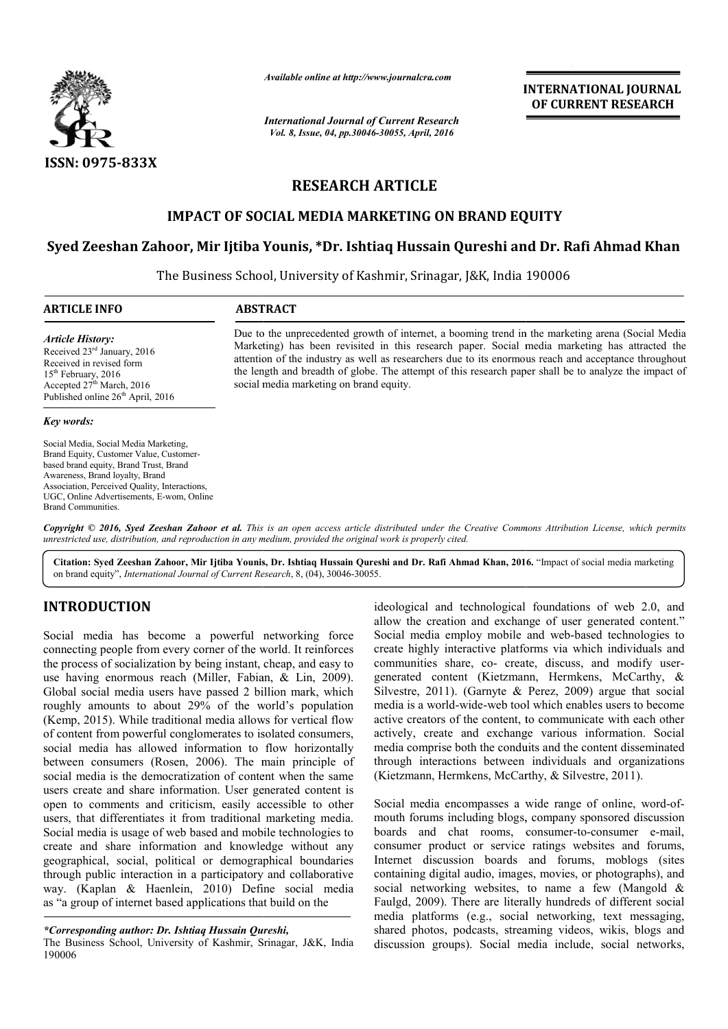ISSN: 0975-833X

*Available online at http://www.journalcra.com*

*International Journal of Current Research*
*Vol. 8, Issue, 04, pp.30046-30055, April, 2016*

**INTERNATIONAL JOURNAL OF CURRENT RESEARCH**

# RESEARCH ARTICLE

## IMPACT OF SOCIAL MEDIA MARKETING ON BRAND EQUITY

**Syed Zeeshan Zahoor, Mir Ijtiba Younis, \*Dr. Ishtiaq Hussain Qureshi and Dr. Rafi Ahmad Khan**

The Business School, University of Kashmir, Srinagar, J&K, India 190006

**ARTICLE INFO**

*Article History:*
Received 23rd January, 2016
Received in revised form
15th February, 2016
Accepted 27th March, 2016
Published online 26th April, 2016

*Key words:*

Social Media, Social Media Marketing, Brand Equity, Customer Value, Customer-based brand equity, Brand Trust, Brand Awareness, Brand loyalty, Brand Association, Perceived Quality, Interactions, UGC, Online Advertisements, E-wom, Online Brand Communities.

**ABSTRACT**

Due to the unprecedented growth of internet, a booming trend in the marketing arena (Social Media Marketing) has been revisited in this research paper. Social media marketing has attracted the attention of the industry as well as researchers due to its enormous reach and acceptance throughout the length and breadth of globe. The attempt of this research paper shall be to analyze the impact of social media marketing on brand equity.

*Copyright © 2016, Syed Zeeshan Zahoor et al. This is an open access article distributed under the Creative Commons Attribution License, which permits unrestricted use, distribution, and reproduction in any medium, provided the original work is properly cited.*

**Citation: Syed Zeeshan Zahoor, Mir Ijtiba Younis, Dr. Ishtiaq Hussain Qureshi and Dr. Rafi Ahmad Khan, 2016.** "Impact of social media marketing on brand equity", *International Journal of Current Research*, 8, (04), 30046-30055.

## INTRODUCTION

Social media has become a powerful networking force connecting people from every corner of the world. It reinforces the process of socialization by being instant, cheap, and easy to use having enormous reach (Miller, Fabian, & Lin, 2009). Global social media users have passed 2 billion mark, which roughly amounts to about 29% of the world's population (Kemp, 2015). While traditional media allows for vertical flow of content from powerful conglomerates to isolated consumers, social media has allowed information to flow horizontally between consumers (Rosen, 2006). The main principle of social media is the democratization of content when the same users create and share information. User generated content is open to comments and criticism, easily accessible to other users, that differentiates it from traditional marketing media. Social media is usage of web based and mobile technologies to create and share information and knowledge without any geographical, social, political or demographical boundaries through public interaction in a participatory and collaborative way. (Kaplan & Haenlein, 2010) Define social media as "a group of internet based applications that build on the ideological and technological foundations of web 2.0, and allow the creation and exchange of user generated content." Social media employ mobile and web-based technologies to create highly interactive platforms via which individuals and communities share, co- create, discuss, and modify user-generated content (Kietzmann, Hermkens, McCarthy, & Silvestre, 2011). (Garnyte & Perez, 2009) argue that social media is a world-wide-web tool which enables users to become active creators of the content, to communicate with each other actively, create and exchange various information. Social media comprise both the conduits and the content disseminated through interactions between individuals and organizations (Kietzmann, Hermkens, McCarthy, & Silvestre, 2011).

Social media encompasses a wide range of online, word-of-mouth forums including blogs, company sponsored discussion boards and chat rooms, consumer-to-consumer e-mail, consumer product or service ratings websites and forums, Internet discussion boards and forums, moblogs (sites containing digital audio, images, movies, or photographs), and social networking websites, to name a few (Mangold & Faulgd, 2009). There are literally hundreds of different social media platforms (e.g., social networking, text messaging, shared photos, podcasts, streaming videos, wikis, blogs and discussion groups). Social media include, social networks,

*\*Corresponding author: Dr. Ishtiaq Hussain Qureshi,*
The Business School, University of Kashmir, Srinagar, J&K, India 190006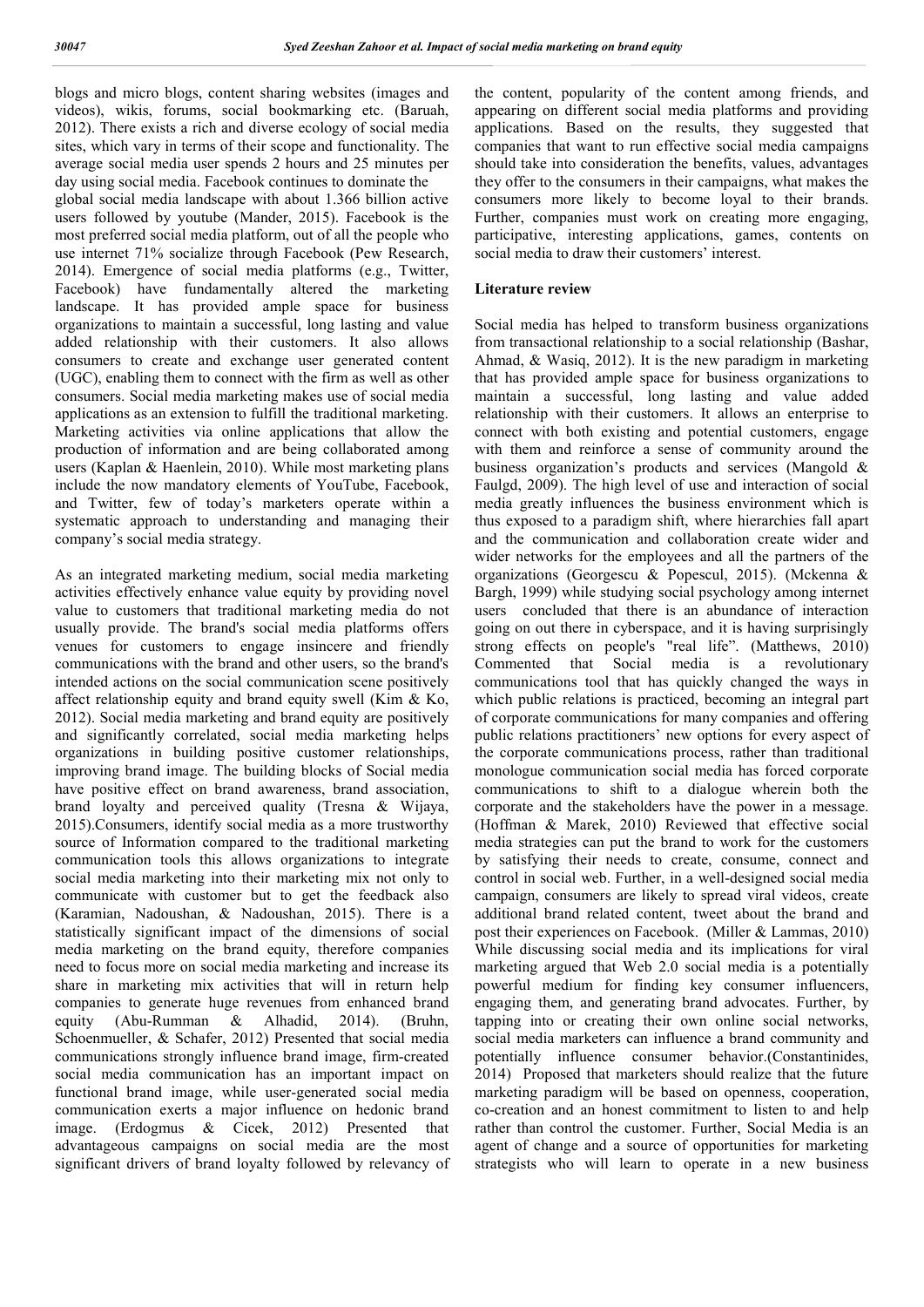blogs and micro blogs, content sharing websites (images and videos), wikis, forums, social bookmarking etc. (Baruah, 2012). There exists a rich and diverse ecology of social media sites, which vary in terms of their scope and functionality. The average social media user spends 2 hours and 25 minutes per day using social media. Facebook continues to dominate the global social media landscape with about 1.366 billion active users followed by youtube (Mander, 2015). Facebook is the most preferred social media platform, out of all the people who use internet 71% socialize through Facebook (Pew Research, 2014). Emergence of social media platforms (e.g., Twitter, Facebook) have fundamentally altered the marketing landscape. It has provided ample space for business organizations to maintain a successful, long lasting and value added relationship with their customers. It also allows consumers to create and exchange user generated content (UGC), enabling them to connect with the firm as well as other consumers. Social media marketing makes use of social media applications as an extension to fulfill the traditional marketing. Marketing activities via online applications that allow the production of information and are being collaborated among users (Kaplan & Haenlein, 2010). While most marketing plans include the now mandatory elements of YouTube, Facebook, and Twitter, few of today's marketers operate within a systematic approach to understanding and managing their company's social media strategy.

As an integrated marketing medium, social media marketing activities effectively enhance value equity by providing novel value to customers that traditional marketing media do not usually provide. The brand's social media platforms offers venues for customers to engage insincere and friendly communications with the brand and other users, so the brand's intended actions on the social communication scene positively affect relationship equity and brand equity swell (Kim & Ko, 2012). Social media marketing and brand equity are positively and significantly correlated, social media marketing helps organizations in building positive customer relationships, improving brand image. The building blocks of Social media have positive effect on brand awareness, brand association, brand loyalty and perceived quality (Tresna & Wijaya, 2015).Consumers, identify social media as a more trustworthy source of Information compared to the traditional marketing communication tools this allows organizations to integrate social media marketing into their marketing mix not only to communicate with customer but to get the feedback also (Karamian, Nadoushan, & Nadoushan, 2015). There is a statistically significant impact of the dimensions of social media marketing on the brand equity, therefore companies need to focus more on social media marketing and increase its share in marketing mix activities that will in return help companies to generate huge revenues from enhanced brand equity (Abu-Rumman & Alhadid, 2014). (Bruhn, Schoenmueller, & Schafer, 2012) Presented that social media communications strongly influence brand image, firm-created social media communication has an important impact on functional brand image, while user-generated social media communication exerts a major influence on hedonic brand image. (Erdogmus & Cicek, 2012) Presented that advantageous campaigns on social media are the most significant drivers of brand loyalty followed by relevancy of the content, popularity of the content among friends, and appearing on different social media platforms and providing applications. Based on the results, they suggested that companies that want to run effective social media campaigns should take into consideration the benefits, values, advantages they offer to the consumers in their campaigns, what makes the consumers more likely to become loyal to their brands. Further, companies must work on creating more engaging, participative, interesting applications, games, contents on social media to draw their customers' interest.

## Literature review

Social media has helped to transform business organizations from transactional relationship to a social relationship (Bashar, Ahmad, & Wasiq, 2012). It is the new paradigm in marketing that has provided ample space for business organizations to maintain a successful, long lasting and value added relationship with their customers. It allows an enterprise to connect with both existing and potential customers, engage with them and reinforce a sense of community around the business organization's products and services (Mangold & Faulgd, 2009). The high level of use and interaction of social media greatly influences the business environment which is thus exposed to a paradigm shift, where hierarchies fall apart and the communication and collaboration create wider and wider networks for the employees and all the partners of the organizations (Georgescu & Popescul, 2015). (Mckenna & Bargh, 1999) while studying social psychology among internet users concluded that there is an abundance of interaction going on out there in cyberspace, and it is having surprisingly strong effects on people's "real life". (Matthews, 2010) Commented that Social media is a revolutionary communications tool that has quickly changed the ways in which public relations is practiced, becoming an integral part of corporate communications for many companies and offering public relations practitioners' new options for every aspect of the corporate communications process, rather than traditional monologue communication social media has forced corporate communications to shift to a dialogue wherein both the corporate and the stakeholders have the power in a message. (Hoffman & Marek, 2010) Reviewed that effective social media strategies can put the brand to work for the customers by satisfying their needs to create, consume, connect and control in social web. Further, in a well-designed social media campaign, consumers are likely to spread viral videos, create additional brand related content, tweet about the brand and post their experiences on Facebook. (Miller & Lammas, 2010) While discussing social media and its implications for viral marketing argued that Web 2.0 social media is a potentially powerful medium for finding key consumer influencers, engaging them, and generating brand advocates. Further, by tapping into or creating their own online social networks, social media marketers can influence a brand community and potentially influence consumer behavior.(Constantinides, 2014) Proposed that marketers should realize that the future marketing paradigm will be based on openness, cooperation, co-creation and an honest commitment to listen to and help rather than control the customer. Further, Social Media is an agent of change and a source of opportunities for marketing strategists who will learn to operate in a new business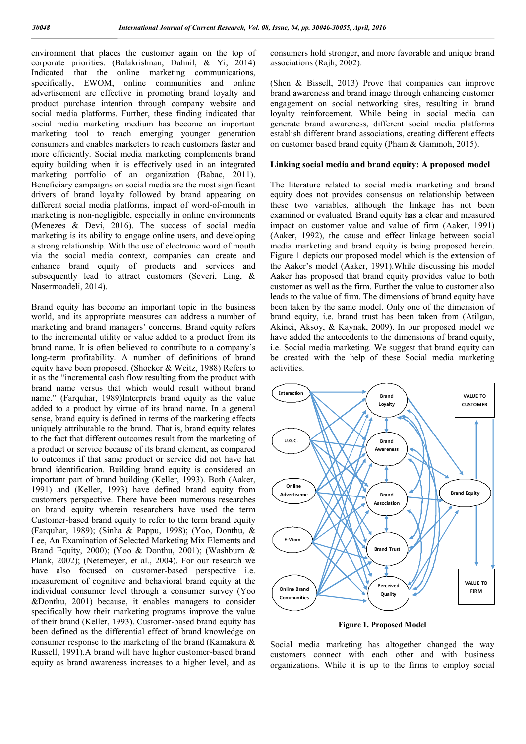environment that places the customer again on the top of corporate priorities. (Balakrishnan, Dahnil, & Yi, 2014) Indicated that the online marketing communications, specifically, EWOM, online communities and online advertisement are effective in promoting brand loyalty and product purchase intention through company website and social media platforms. Further, these finding indicated that social media marketing medium has become an important marketing tool to reach emerging younger generation consumers and enables marketers to reach customers faster and more efficiently. Social media marketing complements brand equity building when it is effectively used in an integrated marketing portfolio of an organization (Babac, 2011). Beneficiary campaigns on social media are the most significant drivers of brand loyalty followed by brand appearing on different social media platforms, impact of word-of-mouth in marketing is non-negligible, especially in online environments (Menezes & Devi, 2016). The success of social media marketing is its ability to engage online users, and developing a strong relationship. With the use of electronic word of mouth via the social media context, companies can create and enhance brand equity of products and services and subsequently lead to attract customers (Severi, Ling, & Nasermoadeli, 2014).

Brand equity has become an important topic in the business world, and its appropriate measures can address a number of marketing and brand managers' concerns. Brand equity refers to the incremental utility or value added to a product from its brand name. It is often believed to contribute to a company's long-term profitability. A number of definitions of brand equity have been proposed. (Shocker & Weitz, 1988) Refers to it as the "incremental cash flow resulting from the product with brand name versus that which would result without brand name." (Farquhar, 1989)Interprets brand equity as the value added to a product by virtue of its brand name. In a general sense, brand equity is defined in terms of the marketing effects uniquely attributable to the brand. That is, brand equity relates to the fact that different outcomes result from the marketing of a product or service because of its brand element, as compared to outcomes if that same product or service did not have hat brand identification. Building brand equity is considered an important part of brand building (Keller, 1993). Both (Aaker, 1991) and (Keller, 1993) have defined brand equity from customers perspective. There have been numerous researches on brand equity wherein researchers have used the term Customer-based brand equity to refer to the term brand equity (Farquhar, 1989); (Sinha & Pappu, 1998); (Yoo, Donthu, & Lee, An Examination of Selected Marketing Mix Elements and Brand Equity, 2000); (Yoo & Donthu, 2001); (Washburn & Plank, 2002); (Netemeyer, et al., 2004). For our research we have also focused on customer-based perspective i.e. measurement of cognitive and behavioral brand equity at the individual consumer level through a consumer survey (Yoo &Donthu, 2001) because, it enables managers to consider specifically how their marketing programs improve the value of their brand (Keller, 1993). Customer-based brand equity has been defined as the differential effect of brand knowledge on consumer response to the marketing of the brand (Kamakura & Russell, 1991).A brand will have higher customer-based brand equity as brand awareness increases to a higher level, and as consumers hold stronger, and more favorable and unique brand associations (Rajh, 2002).

(Shen & Bissell, 2013) Prove that companies can improve brand awareness and brand image through enhancing customer engagement on social networking sites, resulting in brand loyalty reinforcement. While being in social media can generate brand awareness, different social media platforms establish different brand associations, creating different effects on customer based brand equity (Pham & Gammoh, 2015).

### Linking social media and brand equity: A proposed model

The literature related to social media marketing and brand equity does not provides consensus on relationship between these two variables, although the linkage has not been examined or evaluated. Brand equity has a clear and measured impact on customer value and value of firm (Aaker, 1991) (Aaker, 1992), the cause and effect linkage between social media marketing and brand equity is being proposed herein. Figure 1 depicts our proposed model which is the extension of the Aaker's model (Aaker, 1991).While discussing his model Aaker has proposed that brand equity provides value to both customer as well as the firm. Further the value to customer also leads to the value of firm. The dimensions of the brand equity have been taken by the same model. Only one of the dimension of brand equity, i.e. brand trust has been taken from (Atilgan, Akinci, Aksoy, & Kaynak, 2009). In our proposed model we have added the antecedents to the dimensions of brand equity, i.e. Social media marketing. We suggest that brand equity can be created with the help of these Social media marketing activities.

Interaction, U.G.C., Online Advertiseme, E-Wom, Online Brand Communities, Brand Loyalty, Brand Awareness, Brand Association, Brand Trust, Perceived Quality, Brand Equity, VALUE TO CUSTOMER, VALUE TO FIRM

**Figure 1. Proposed Model**

Social media marketing has altogether changed the way customers connect with each other and with business organizations. While it is up to the firms to employ social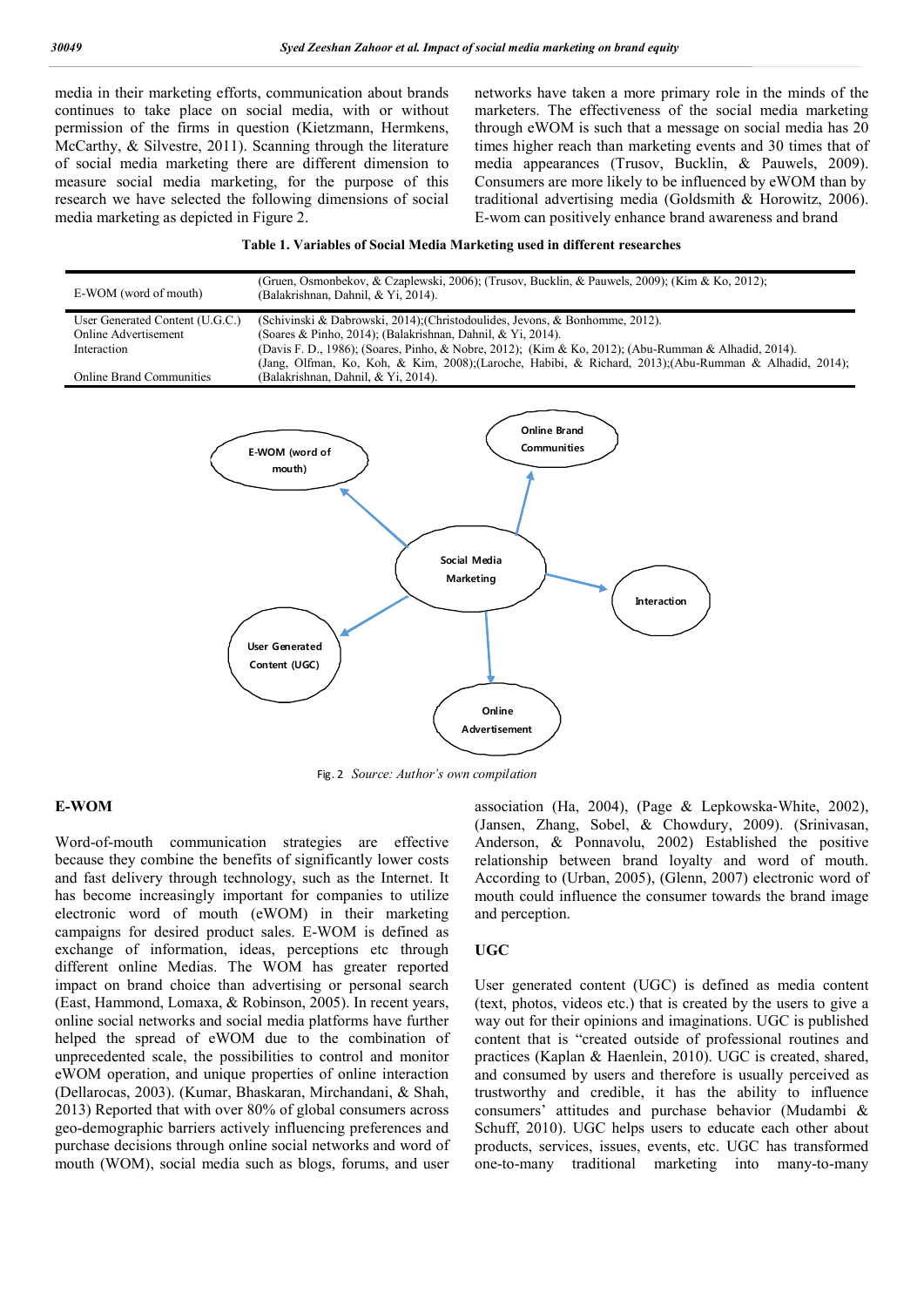media in their marketing efforts, communication about brands continues to take place on social media, with or without permission of the firms in question (Kietzmann, Hermkens, McCarthy, & Silvestre, 2011). Scanning through the literature of social media marketing there are different dimension to measure social media marketing, for the purpose of this research we have selected the following dimensions of social media marketing as depicted in Figure 2.

networks have taken a more primary role in the minds of the marketers. The effectiveness of the social media marketing through eWOM is such that a message on social media has 20 times higher reach than marketing events and 30 times that of media appearances (Trusov, Bucklin, & Pauwels, 2009). Consumers are more likely to be influenced by eWOM than by traditional advertising media (Goldsmith & Horowitz, 2006). E-wom can positively enhance brand awareness and brand association (Ha, 2004), (Page & Lepkowska-White, 2002), (Jansen, Zhang, Sobel, & Chowdury, 2009). (Srinivasan, Anderson, & Ponnavolu, 2002) Established the positive relationship between brand loyalty and word of mouth. According to (Urban, 2005), (Glenn, 2007) electronic word of mouth could influence the consumer towards the brand image and perception.

**Table 1. Variables of Social Media Marketing used in different researches**

| | |
|---|---|
| E-WOM (word of mouth) | (Gruen, Osmonbekov, & Czaplewski, 2006); (Trusov, Bucklin, & Pauwels, 2009); (Kim & Ko, 2012); (Balakrishnan, Dahnil, & Yi, 2014). |
| User Generated Content (U.G.C.) | (Schivinski & Dabrowski, 2014);(Christodoulides, Jevons, & Bonhomme, 2012). |
| Online Advertisement | (Soares & Pinho, 2014); (Balakrishnan, Dahnil, & Yi, 2014). |
| Interaction | (Davis F. D., 1986); (Soares, Pinho, & Nobre, 2012); (Kim & Ko, 2012); (Abu-Rumman & Alhadid, 2014). |
| Online Brand Communities | (Jang, Olfman, Ko, Koh, & Kim, 2008);(Laroche, Habibi, & Richard, 2013);(Abu-Rumman & Alhadid, 2014); (Balakrishnan, Dahnil, & Yi, 2014). |

Fig. 2 *Source: Author's own compilation*

## E-WOM

Word-of-mouth communication strategies are effective because they combine the benefits of significantly lower costs and fast delivery through technology, such as the Internet. It has become increasingly important for companies to utilize electronic word of mouth (eWOM) in their marketing campaigns for desired product sales. E-WOM is defined as exchange of information, ideas, perceptions etc through different online Medias. The WOM has greater reported impact on brand choice than advertising or personal search (East, Hammond, Lomaxa, & Robinson, 2005). In recent years, online social networks and social media platforms have further helped the spread of eWOM due to the combination of unprecedented scale, the possibilities to control and monitor eWOM operation, and unique properties of online interaction (Dellarocas, 2003). (Kumar, Bhaskaran, Mirchandani, & Shah, 2013) Reported that with over 80% of global consumers across geo-demographic barriers actively influencing preferences and purchase decisions through online social networks and word of mouth (WOM), social media such as blogs, forums, and user

## UGC

User generated content (UGC) is defined as media content (text, photos, videos etc.) that is created by the users to give a way out for their opinions and imaginations. UGC is published content that is "created outside of professional routines and practices (Kaplan & Haenlein, 2010). UGC is created, shared, and consumed by users and therefore is usually perceived as trustworthy and credible, it has the ability to influence consumers' attitudes and purchase behavior (Mudambi & Schuff, 2010). UGC helps users to educate each other about products, services, issues, events, etc. UGC has transformed one-to-many traditional marketing into many-to-many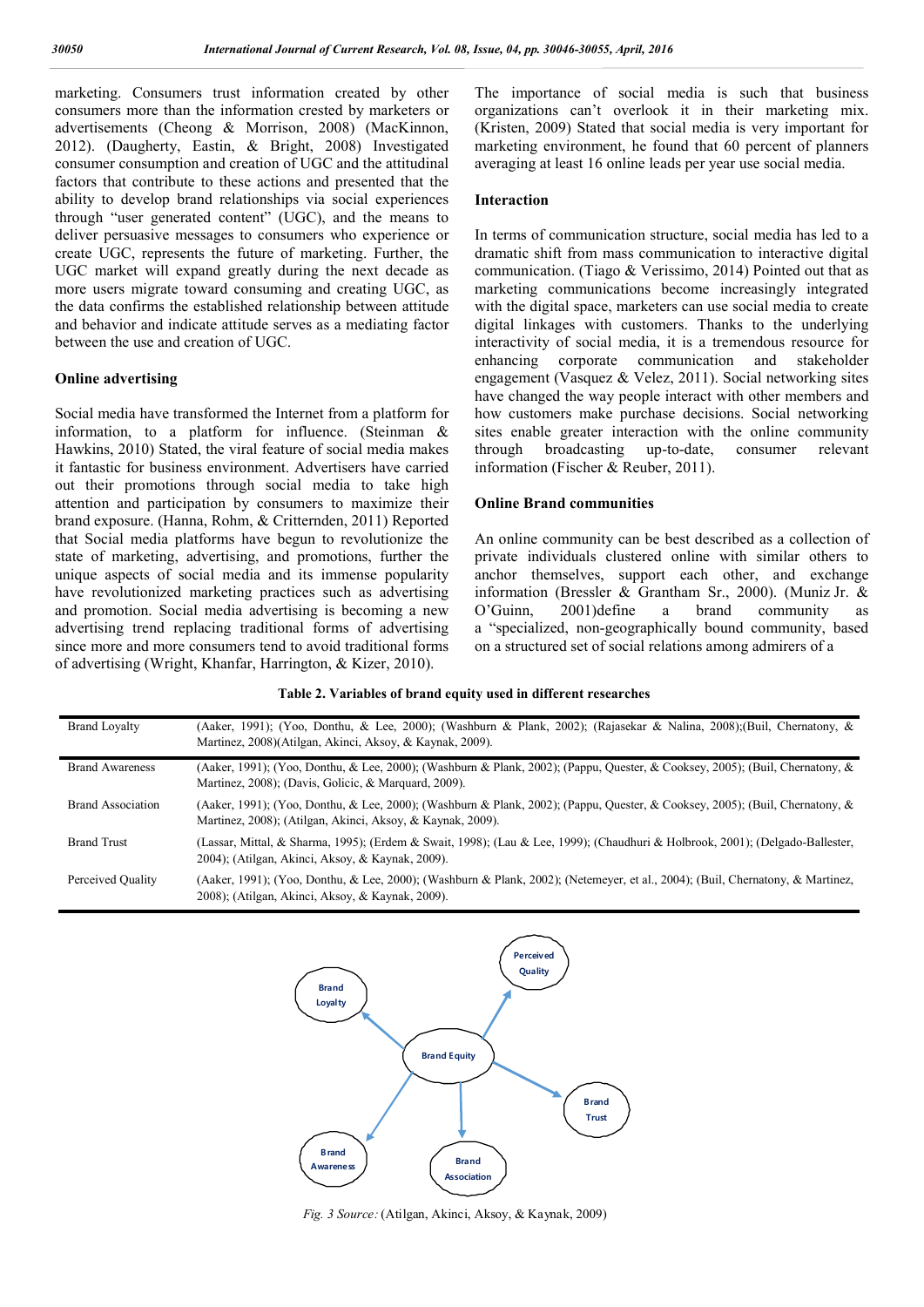marketing. Consumers trust information created by other consumers more than the information crested by marketers or advertisements (Cheong & Morrison, 2008) (MacKinnon, 2012). (Daugherty, Eastin, & Bright, 2008) Investigated consumer consumption and creation of UGC and the attitudinal factors that contribute to these actions and presented that the ability to develop brand relationships via social experiences through "user generated content" (UGC), and the means to deliver persuasive messages to consumers who experience or create UGC, represents the future of marketing. Further, the UGC market will expand greatly during the next decade as more users migrate toward consuming and creating UGC, as the data confirms the established relationship between attitude and behavior and indicate attitude serves as a mediating factor between the use and creation of UGC.

### Online advertising

Social media have transformed the Internet from a platform for information, to a platform for influence. (Steinman & Hawkins, 2010) Stated, the viral feature of social media makes it fantastic for business environment. Advertisers have carried out their promotions through social media to take high attention and participation by consumers to maximize their brand exposure. (Hanna, Rohm, & Critternden, 2011) Reported that Social media platforms have begun to revolutionize the state of marketing, advertising, and promotions, further the unique aspects of social media and its immense popularity have revolutionized marketing practices such as advertising and promotion. Social media advertising is becoming a new advertising trend replacing traditional forms of advertising since more and more consumers tend to avoid traditional forms of advertising (Wright, Khanfar, Harrington, & Kizer, 2010).

The importance of social media is such that business organizations can't overlook it in their marketing mix. (Kristen, 2009) Stated that social media is very important for marketing environment, he found that 60 percent of planners averaging at least 16 online leads per year use social media.

### Interaction

In terms of communication structure, social media has led to a dramatic shift from mass communication to interactive digital communication. (Tiago & Verissimo, 2014) Pointed out that as marketing communications become increasingly integrated with the digital space, marketers can use social media to create digital linkages with customers. Thanks to the underlying interactivity of social media, it is a tremendous resource for enhancing corporate communication and stakeholder engagement (Vasquez & Velez, 2011). Social networking sites have changed the way people interact with other members and how customers make purchase decisions. Social networking sites enable greater interaction with the online community through broadcasting up-to-date, consumer relevant information (Fischer & Reuber, 2011).

### Online Brand communities

An online community can be best described as a collection of private individuals clustered online with similar others to anchor themselves, support each other, and exchange information (Bressler & Grantham Sr., 2000). (Muniz Jr. & O'Guinn, 2001)define a brand community as a "specialized, non-geographically bound community, based on a structured set of social relations among admirers of a

**Table 2. Variables of brand equity used in different researches**

| Variable | Researches |
|---|---|
| Brand Loyalty | (Aaker, 1991); (Yoo, Donthu, & Lee, 2000); (Washburn & Plank, 2002); (Rajasekar & Nalina, 2008);(Buil, Chernatony, & Martinez, 2008)(Atilgan, Akinci, Aksoy, & Kaynak, 2009). |
| Brand Awareness | (Aaker, 1991); (Yoo, Donthu, & Lee, 2000); (Washburn & Plank, 2002); (Pappu, Quester, & Cooksey, 2005); (Buil, Chernatony, & Martinez, 2008); (Davis, Golicic, & Marquard, 2009). |
| Brand Association | (Aaker, 1991); (Yoo, Donthu, & Lee, 2000); (Washburn & Plank, 2002); (Pappu, Quester, & Cooksey, 2005); (Buil, Chernatony, & Martinez, 2008); (Atilgan, Akinci, Aksoy, & Kaynak, 2009). |
| Brand Trust | (Lassar, Mittal, & Sharma, 1995); (Erdem & Swait, 1998); (Lau & Lee, 1999); (Chaudhuri & Holbrook, 2001); (Delgado-Ballester, 2004); (Atilgan, Akinci, Aksoy, & Kaynak, 2009). |
| Perceived Quality | (Aaker, 1991); (Yoo, Donthu, & Lee, 2000); (Washburn & Plank, 2002); (Netemeyer, et al., 2004); (Buil, Chernatony, & Martinez, 2008); (Atilgan, Akinci, Aksoy, & Kaynak, 2009). |

Brand Equity → Brand Loyalty, Perceived Quality, Brand Trust, Brand Association, Brand Awareness

*Fig. 3 Source:* (Atilgan, Akinci, Aksoy, & Kaynak, 2009)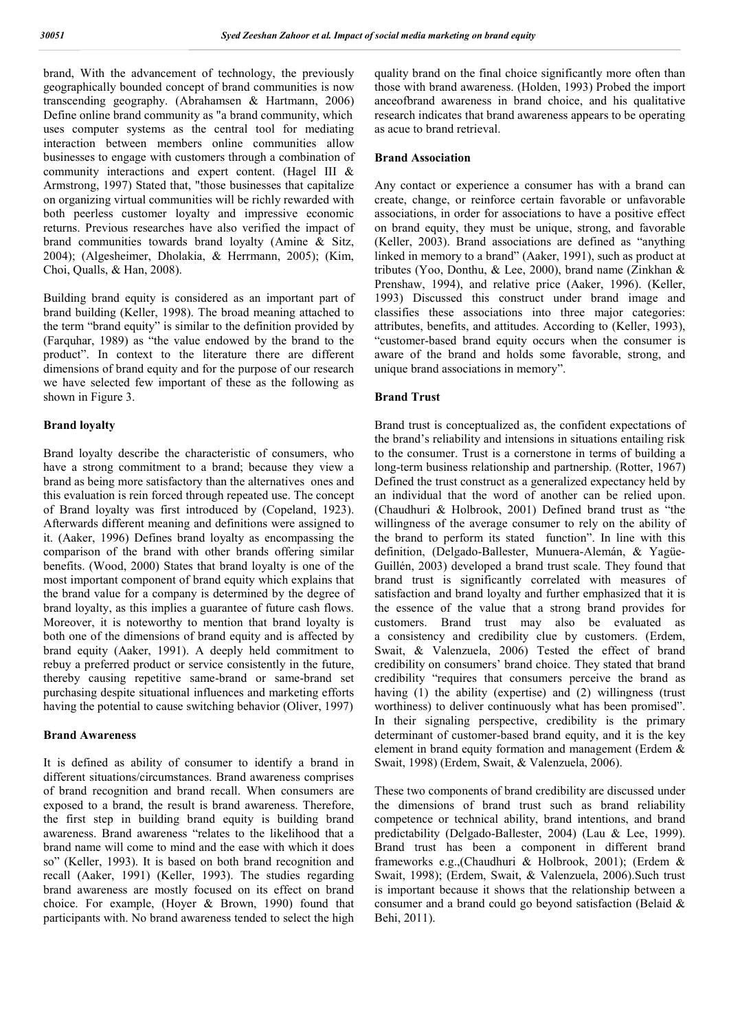brand, With the advancement of technology, the previously geographically bounded concept of brand communities is now transcending geography. (Abrahamsen & Hartmann, 2006) Define online brand community as "a brand community, which uses computer systems as the central tool for mediating interaction between members online communities allow businesses to engage with customers through a combination of community interactions and expert content. (Hagel III & Armstrong, 1997) Stated that, "those businesses that capitalize on organizing virtual communities will be richly rewarded with both peerless customer loyalty and impressive economic returns. Previous researches have also verified the impact of brand communities towards brand loyalty (Amine & Sitz, 2004); (Algesheimer, Dholakia, & Herrmann, 2005); (Kim, Choi, Qualls, & Han, 2008).

Building brand equity is considered as an important part of brand building (Keller, 1998). The broad meaning attached to the term "brand equity" is similar to the definition provided by (Farquhar, 1989) as "the value endowed by the brand to the product". In context to the literature there are different dimensions of brand equity and for the purpose of our research we have selected few important of these as the following as shown in Figure 3.

**Brand loyalty**

Brand loyalty describe the characteristic of consumers, who have a strong commitment to a brand; because they view a brand as being more satisfactory than the alternatives ones and this evaluation is rein forced through repeated use. The concept of Brand loyalty was first introduced by (Copeland, 1923). Afterwards different meaning and definitions were assigned to it. (Aaker, 1996) Defines brand loyalty as encompassing the comparison of the brand with other brands offering similar benefits. (Wood, 2000) States that brand loyalty is one of the most important component of brand equity which explains that the brand value for a company is determined by the degree of brand loyalty, as this implies a guarantee of future cash flows. Moreover, it is noteworthy to mention that brand loyalty is both one of the dimensions of brand equity and is affected by brand equity (Aaker, 1991). A deeply held commitment to rebuy a preferred product or service consistently in the future, thereby causing repetitive same-brand or same-brand set purchasing despite situational influences and marketing efforts having the potential to cause switching behavior (Oliver, 1997)

**Brand Awareness**

It is defined as ability of consumer to identify a brand in different situations/circumstances. Brand awareness comprises of brand recognition and brand recall. When consumers are exposed to a brand, the result is brand awareness. Therefore, the first step in building brand equity is building brand awareness. Brand awareness "relates to the likelihood that a brand name will come to mind and the ease with which it does so" (Keller, 1993). It is based on both brand recognition and recall (Aaker, 1991) (Keller, 1993). The studies regarding brand awareness are mostly focused on its effect on brand choice. For example, (Hoyer & Brown, 1990) found that participants with. No brand awareness tended to select the high quality brand on the final choice significantly more often than those with brand awareness. (Holden, 1993) Probed the import anceofbrand awareness in brand choice, and his qualitative research indicates that brand awareness appears to be operating as acue to brand retrieval.

**Brand Association**

Any contact or experience a consumer has with a brand can create, change, or reinforce certain favorable or unfavorable associations, in order for associations to have a positive effect on brand equity, they must be unique, strong, and favorable (Keller, 2003). Brand associations are defined as "anything linked in memory to a brand" (Aaker, 1991), such as product at tributes (Yoo, Donthu, & Lee, 2000), brand name (Zinkhan & Prenshaw, 1994), and relative price (Aaker, 1996). (Keller, 1993) Discussed this construct under brand image and classifies these associations into three major categories: attributes, benefits, and attitudes. According to (Keller, 1993), "customer-based brand equity occurs when the consumer is aware of the brand and holds some favorable, strong, and unique brand associations in memory".

**Brand Trust**

Brand trust is conceptualized as, the confident expectations of the brand's reliability and intensions in situations entailing risk to the consumer. Trust is a cornerstone in terms of building a long-term business relationship and partnership. (Rotter, 1967) Defined the trust construct as a generalized expectancy held by an individual that the word of another can be relied upon. (Chaudhuri & Holbrook, 2001) Defined brand trust as "the willingness of the average consumer to rely on the ability of the brand to perform its stated function". In line with this definition, (Delgado-Ballester, Munuera-Alemán, & Yagüe-Guillén, 2003) developed a brand trust scale. They found that brand trust is significantly correlated with measures of satisfaction and brand loyalty and further emphasized that it is the essence of the value that a strong brand provides for customers. Brand trust may also be evaluated as a consistency and credibility clue by customers. (Erdem, Swait, & Valenzuela, 2006) Tested the effect of brand credibility on consumers' brand choice. They stated that brand credibility "requires that consumers perceive the brand as having (1) the ability (expertise) and (2) willingness (trust worthiness) to deliver continuously what has been promised". In their signaling perspective, credibility is the primary determinant of customer-based brand equity, and it is the key element in brand equity formation and management (Erdem & Swait, 1998) (Erdem, Swait, & Valenzuela, 2006).

These two components of brand credibility are discussed under the dimensions of brand trust such as brand reliability competence or technical ability, brand intentions, and brand predictability (Delgado-Ballester, 2004) (Lau & Lee, 1999). Brand trust has been a component in different brand frameworks e.g.,(Chaudhuri & Holbrook, 2001); (Erdem & Swait, 1998); (Erdem, Swait, & Valenzuela, 2006).Such trust is important because it shows that the relationship between a consumer and a brand could go beyond satisfaction (Belaid & Behi, 2011).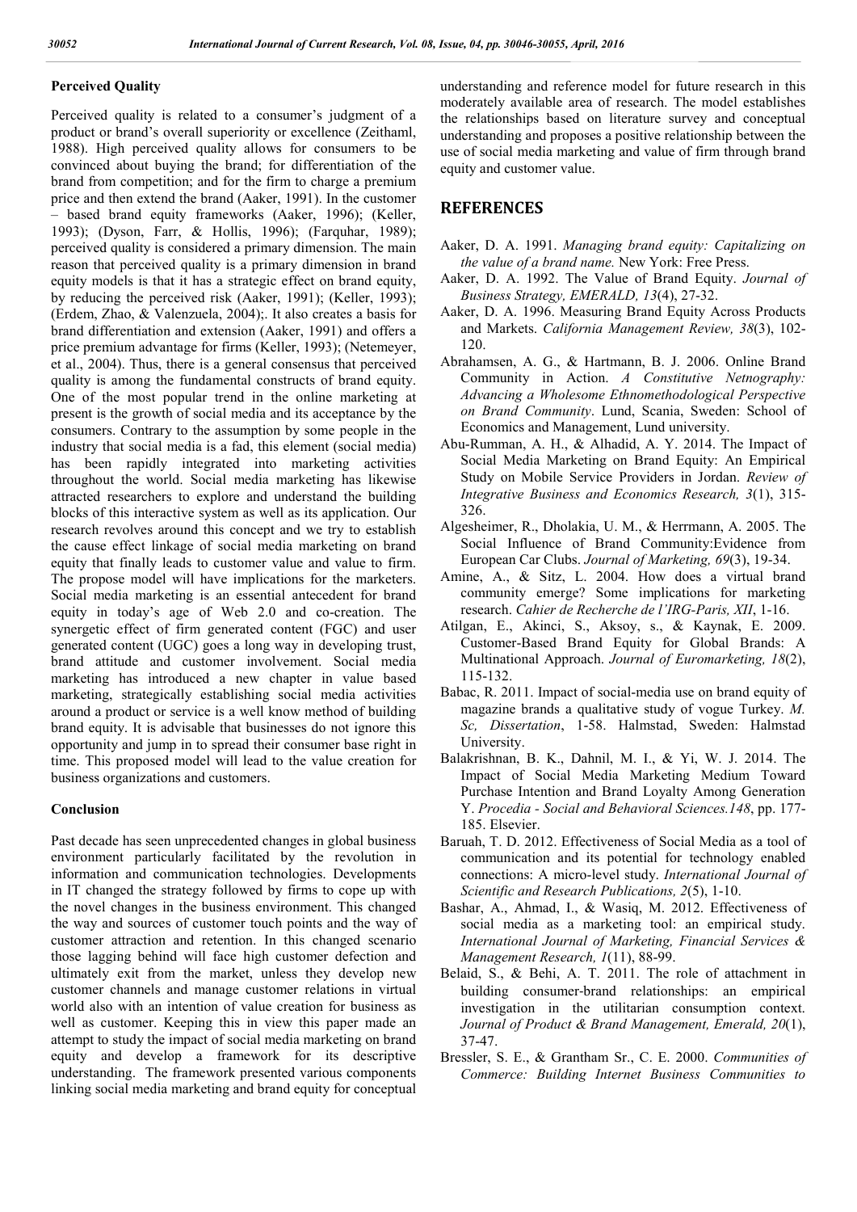### Perceived Quality

Perceived quality is related to a consumer's judgment of a product or brand's overall superiority or excellence (Zeithaml, 1988). High perceived quality allows for consumers to be convinced about buying the brand; for differentiation of the brand from competition; and for the firm to charge a premium price and then extend the brand (Aaker, 1991). In the customer – based brand equity frameworks (Aaker, 1996); (Keller, 1993); (Dyson, Farr, & Hollis, 1996); (Farquhar, 1989); perceived quality is considered a primary dimension. The main reason that perceived quality is a primary dimension in brand equity models is that it has a strategic effect on brand equity, by reducing the perceived risk (Aaker, 1991); (Keller, 1993); (Erdem, Zhao, & Valenzuela, 2004);. It also creates a basis for brand differentiation and extension (Aaker, 1991) and offers a price premium advantage for firms (Keller, 1993); (Netemeyer, et al., 2004). Thus, there is a general consensus that perceived quality is among the fundamental constructs of brand equity. One of the most popular trend in the online marketing at present is the growth of social media and its acceptance by the consumers. Contrary to the assumption by some people in the industry that social media is a fad, this element (social media) has been rapidly integrated into marketing activities throughout the world. Social media marketing has likewise attracted researchers to explore and understand the building blocks of this interactive system as well as its application. Our research revolves around this concept and we try to establish the cause effect linkage of social media marketing on brand equity that finally leads to customer value and value to firm. The propose model will have implications for the marketers. Social media marketing is an essential antecedent for brand equity in today's age of Web 2.0 and co-creation. The synergetic effect of firm generated content (FGC) and user generated content (UGC) goes a long way in developing trust, brand attitude and customer involvement. Social media marketing has introduced a new chapter in value based marketing, strategically establishing social media activities around a product or service is a well know method of building brand equity. It is advisable that businesses do not ignore this opportunity and jump in to spread their consumer base right in time. This proposed model will lead to the value creation for business organizations and customers.

### Conclusion

Past decade has seen unprecedented changes in global business environment particularly facilitated by the revolution in information and communication technologies. Developments in IT changed the strategy followed by firms to cope up with the novel changes in the business environment. This changed the way and sources of customer touch points and the way of customer attraction and retention. In this changed scenario those lagging behind will face high customer defection and ultimately exit from the market, unless they develop new customer channels and manage customer relations in virtual world also with an intention of value creation for business as well as customer. Keeping this in view this paper made an attempt to study the impact of social media marketing on brand equity and develop a framework for its descriptive understanding. The framework presented various components linking social media marketing and brand equity for conceptual understanding and reference model for future research in this moderately available area of research. The model establishes the relationships based on literature survey and conceptual understanding and proposes a positive relationship between the use of social media marketing and value of firm through brand equity and customer value.

## REFERENCES

Aaker, D. A. 1991. *Managing brand equity: Capitalizing on the value of a brand name.* New York: Free Press.

Aaker, D. A. 1992. The Value of Brand Equity. *Journal of Business Strategy, EMERALD, 13*(4), 27-32.

Aaker, D. A. 1996. Measuring Brand Equity Across Products and Markets. *California Management Review, 38*(3), 102-120.

Abrahamsen, A. G., & Hartmann, B. J. 2006. Online Brand Community in Action. *A Constitutive Netnography: Advancing a Wholesome Ethnomethodological Perspective on Brand Community*. Lund, Scania, Sweden: School of Economics and Management, Lund university.

Abu-Rumman, A. H., & Alhadid, A. Y. 2014. The Impact of Social Media Marketing on Brand Equity: An Empirical Study on Mobile Service Providers in Jordan. *Review of Integrative Business and Economics Research, 3*(1), 315-326.

Algesheimer, R., Dholakia, U. M., & Herrmann, A. 2005. The Social Influence of Brand Community:Evidence from European Car Clubs. *Journal of Marketing, 69*(3), 19-34.

Amine, A., & Sitz, L. 2004. How does a virtual brand community emerge? Some implications for marketing research. *Cahier de Recherche de l'IRG-Paris, XII*, 1-16.

Atilgan, E., Akinci, S., Aksoy, s., & Kaynak, E. 2009. Customer-Based Brand Equity for Global Brands: A Multinational Approach. *Journal of Euromarketing, 18*(2), 115-132.

Babac, R. 2011. Impact of social-media use on brand equity of magazine brands a qualitative study of vogue Turkey. *M. Sc, Dissertation*, 1-58. Halmstad, Sweden: Halmstad University.

Balakrishnan, B. K., Dahnil, M. I., & Yi, W. J. 2014. The Impact of Social Media Marketing Medium Toward Purchase Intention and Brand Loyalty Among Generation Y. *Procedia - Social and Behavioral Sciences.148*, pp. 177-185. Elsevier.

Baruah, T. D. 2012. Effectiveness of Social Media as a tool of communication and its potential for technology enabled connections: A micro-level study. *International Journal of Scientific and Research Publications, 2*(5), 1-10.

Bashar, A., Ahmad, I., & Wasiq, M. 2012. Effectiveness of social media as a marketing tool: an empirical study. *International Journal of Marketing, Financial Services & Management Research, 1*(11), 88-99.

Belaid, S., & Behi, A. T. 2011. The role of attachment in building consumer-brand relationships: an empirical investigation in the utilitarian consumption context. *Journal of Product & Brand Management, Emerald, 20*(1), 37-47.

Bressler, S. E., & Grantham Sr., C. E. 2000. *Communities of Commerce: Building Internet Business Communities to*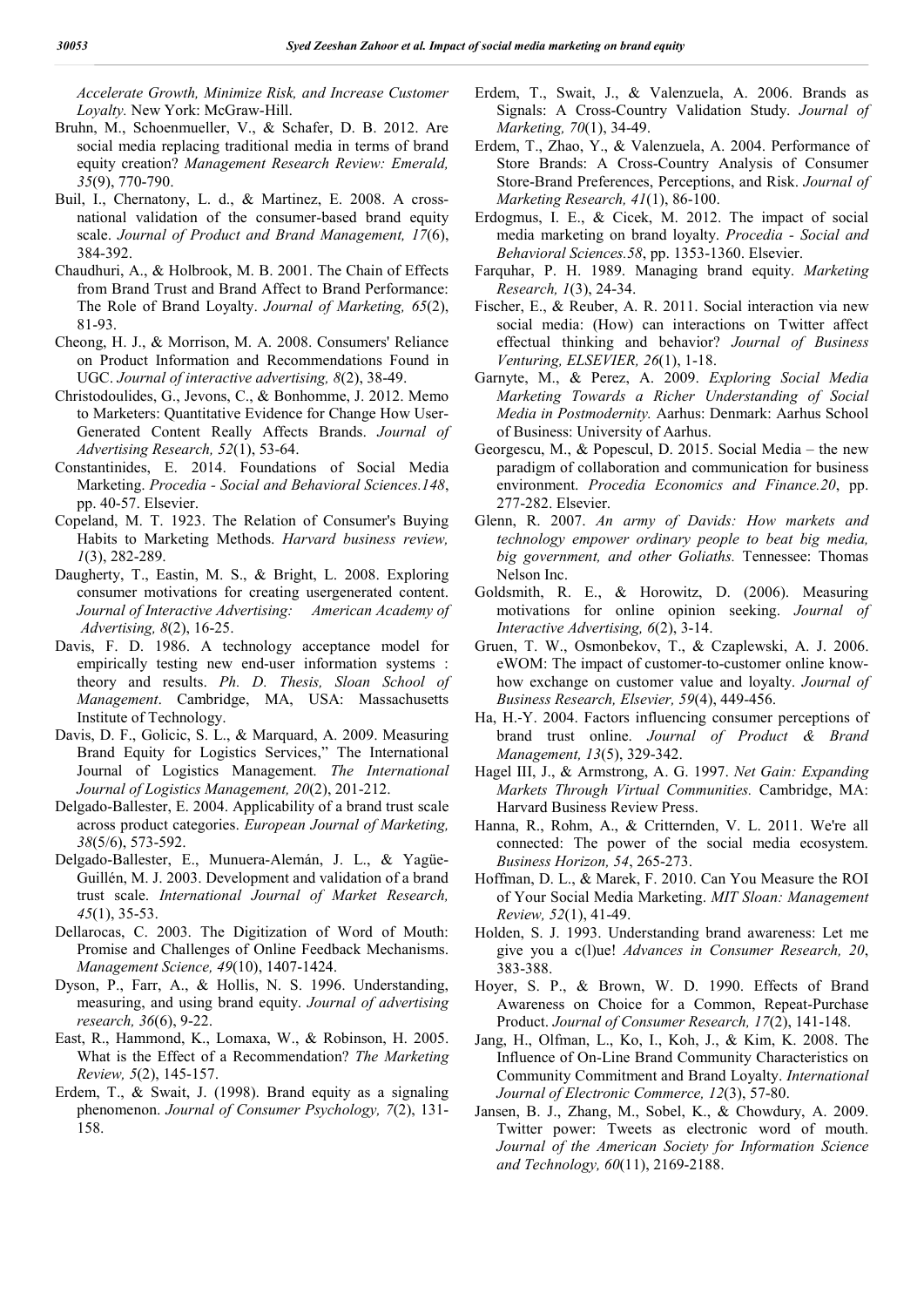*Accelerate Growth, Minimize Risk, and Increase Customer Loyalty.* New York: McGraw-Hill.

Bruhn, M., Schoenmueller, V., & Schafer, D. B. 2012. Are social media replacing traditional media in terms of brand equity creation? *Management Research Review: Emerald, 35*(9), 770-790.

Buil, I., Chernatony, L. d., & Martinez, E. 2008. A cross-national validation of the consumer-based brand equity scale. *Journal of Product and Brand Management, 17*(6), 384-392.

Chaudhuri, A., & Holbrook, M. B. 2001. The Chain of Effects from Brand Trust and Brand Affect to Brand Performance: The Role of Brand Loyalty. *Journal of Marketing, 65*(2), 81-93.

Cheong, H. J., & Morrison, M. A. 2008. Consumers' Reliance on Product Information and Recommendations Found in UGC. *Journal of interactive advertising, 8*(2), 38-49.

Christodoulides, G., Jevons, C., & Bonhomme, J. 2012. Memo to Marketers: Quantitative Evidence for Change How User-Generated Content Really Affects Brands. *Journal of Advertising Research, 52*(1), 53-64.

Constantinides, E. 2014. Foundations of Social Media Marketing. *Procedia - Social and Behavioral Sciences.148*, pp. 40-57. Elsevier.

Copeland, M. T. 1923. The Relation of Consumer's Buying Habits to Marketing Methods. *Harvard business review, 1*(3), 282-289.

Daugherty, T., Eastin, M. S., & Bright, L. 2008. Exploring consumer motivations for creating usergenerated content. *Journal of Interactive Advertising: American Academy of Advertising, 8*(2), 16-25.

Davis, F. D. 1986. A technology acceptance model for empirically testing new end-user information systems : theory and results. *Ph. D. Thesis, Sloan School of Management*. Cambridge, MA, USA: Massachusetts Institute of Technology.

Davis, D. F., Golicic, S. L., & Marquard, A. 2009. Measuring Brand Equity for Logistics Services," The International Journal of Logistics Management. *The International Journal of Logistics Management, 20*(2), 201-212.

Delgado-Ballester, E. 2004. Applicability of a brand trust scale across product categories. *European Journal of Marketing, 38*(5/6), 573-592.

Delgado-Ballester, E., Munuera-Alemán, J. L., & Yagüe-Guillén, M. J. 2003. Development and validation of a brand trust scale. *International Journal of Market Research, 45*(1), 35-53.

Dellarocas, C. 2003. The Digitization of Word of Mouth: Promise and Challenges of Online Feedback Mechanisms. *Management Science, 49*(10), 1407-1424.

Dyson, P., Farr, A., & Hollis, N. S. 1996. Understanding, measuring, and using brand equity. *Journal of advertising research, 36*(6), 9-22.

East, R., Hammond, K., Lomaxa, W., & Robinson, H. 2005. What is the Effect of a Recommendation? *The Marketing Review, 5*(2), 145-157.

Erdem, T., & Swait, J. (1998). Brand equity as a signaling phenomenon. *Journal of Consumer Psychology, 7*(2), 131-158.

Erdem, T., Swait, J., & Valenzuela, A. 2006. Brands as Signals: A Cross-Country Validation Study. *Journal of Marketing, 70*(1), 34-49.

Erdem, T., Zhao, Y., & Valenzuela, A. 2004. Performance of Store Brands: A Cross-Country Analysis of Consumer Store-Brand Preferences, Perceptions, and Risk. *Journal of Marketing Research, 41*(1), 86-100.

Erdogmus, I. E., & Cicek, M. 2012. The impact of social media marketing on brand loyalty. *Procedia - Social and Behavioral Sciences.58*, pp. 1353-1360. Elsevier.

Farquhar, P. H. 1989. Managing brand equity. *Marketing Research, 1*(3), 24-34.

Fischer, E., & Reuber, A. R. 2011. Social interaction via new social media: (How) can interactions on Twitter affect effectual thinking and behavior? *Journal of Business Venturing, ELSEVIER, 26*(1), 1-18.

Garnyte, M., & Perez, A. 2009. *Exploring Social Media Marketing Towards a Richer Understanding of Social Media in Postmodernity.* Aarhus: Denmark: Aarhus School of Business: University of Aarhus.

Georgescu, M., & Popescul, D. 2015. Social Media – the new paradigm of collaboration and communication for business environment. *Procedia Economics and Finance.20*, pp. 277-282. Elsevier.

Glenn, R. 2007. *An army of Davids: How markets and technology empower ordinary people to beat big media, big government, and other Goliaths.* Tennessee: Thomas Nelson Inc.

Goldsmith, R. E., & Horowitz, D. (2006). Measuring motivations for online opinion seeking. *Journal of Interactive Advertising, 6*(2), 3-14.

Gruen, T. W., Osmonbekov, T., & Czaplewski, A. J. 2006. eWOM: The impact of customer-to-customer online know-how exchange on customer value and loyalty. *Journal of Business Research, Elsevier, 59*(4), 449-456.

Ha, H.-Y. 2004. Factors influencing consumer perceptions of brand trust online. *Journal of Product & Brand Management, 13*(5), 329-342.

Hagel III, J., & Armstrong, A. G. 1997. *Net Gain: Expanding Markets Through Virtual Communities.* Cambridge, MA: Harvard Business Review Press.

Hanna, R., Rohm, A., & Crittернden, V. L. 2011. We're all connected: The power of the social media ecosystem. *Business Horizon, 54*, 265-273.

Hoffman, D. L., & Marek, F. 2010. Can You Measure the ROI of Your Social Media Marketing. *MIT Sloan: Management Review, 52*(1), 41-49.

Holden, S. J. 1993. Understanding brand awareness: Let me give you a c(l)ue! *Advances in Consumer Research, 20*, 383-388.

Hoyer, S. P., & Brown, W. D. 1990. Effects of Brand Awareness on Choice for a Common, Repeat-Purchase Product. *Journal of Consumer Research, 17*(2), 141-148.

Jang, H., Olfman, L., Ko, I., Koh, J., & Kim, K. 2008. The Influence of On-Line Brand Community Characteristics on Community Commitment and Brand Loyalty. *International Journal of Electronic Commerce, 12*(3), 57-80.

Jansen, B. J., Zhang, M., Sobel, K., & Chowdury, A. 2009. Twitter power: Tweets as electronic word of mouth. *Journal of the American Society for Information Science and Technology, 60*(11), 2169-2188.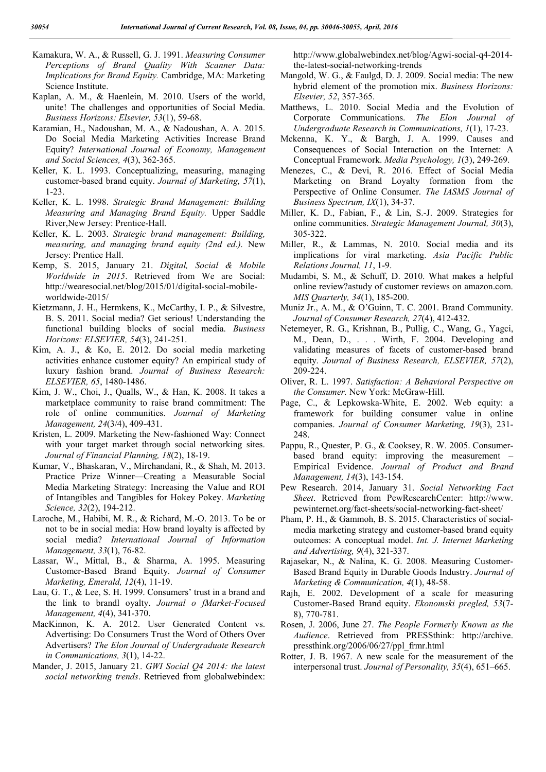Kamakura, W. A., & Russell, G. J. 1991. *Measuring Consumer Perceptions of Brand Quality With Scanner Data: Implications for Brand Equity.* Cambridge, MA: Marketing Science Institute.

Kaplan, A. M., & Haenlein, M. 2010. Users of the world, unite! The challenges and opportunities of Social Media. *Business Horizons: Elsevier, 53*(1), 59-68.

Karamian, H., Nadoushan, M. A., & Nadoushan, A. A. 2015. Do Social Media Marketing Activities Increase Brand Equity? *International Journal of Economy, Management and Social Sciences, 4*(3), 362-365.

Keller, K. L. 1993. Conceptualizing, measuring, managing customer-based brand equity. *Journal of Marketing, 57*(1), 1-23.

Keller, K. L. 1998. *Strategic Brand Management: Building Measuring and Managing Brand Equity.* Upper Saddle River,New Jersey: Prentice-Hall.

Keller, K. L. 2003. *Strategic brand management: Building, measuring, and managing brand equity (2nd ed.).* New Jersey: Prentice Hall.

Kemp, S. 2015, January 21. *Digital, Social & Mobile Worldwide in 2015*. Retrieved from We are Social: http://wearesocial.net/blog/2015/01/digital-social-mobile-worldwide-2015/

Kietzmann, J. H., Hermkens, K., McCarthy, I. P., & Silvestre, B. S. 2011. Social media? Get serious! Understanding the functional building blocks of social media. *Business Horizons: ELSEVIER, 54*(3), 241-251.

Kim, A. J., & Ko, E. 2012. Do social media marketing activities enhance customer equity? An empirical study of luxury fashion brand. *Journal of Business Research: ELSEVIER, 65*, 1480-1486.

Kim, J. W., Choi, J., Qualls, W., & Han, K. 2008. It takes a marketplace community to raise brand commitment: The role of online communities. *Journal of Marketing Management, 24*(3/4), 409-431.

Kristen, L. 2009. Marketing the New-fashioned Way: Connect with your target market through social networking sites. *Journal of Financial Planning, 18*(2), 18-19.

Kumar, V., Bhaskaran, V., Mirchandani, R., & Shah, M. 2013. Practice Prize Winner—Creating a Measurable Social Media Marketing Strategy: Increasing the Value and ROI of Intangibles and Tangibles for Hokey Pokey. *Marketing Science, 32*(2), 194-212.

Laroche, M., Habibi, M. R., & Richard, M.-O. 2013. To be or not to be in social media: How brand loyalty is affected by social media? *International Journal of Information Management, 33*(1), 76-82.

Lassar, W., Mittal, B., & Sharma, A. 1995. Measuring Customer-Based Brand Equity. *Journal of Consumer Marketing, Emerald, 12*(4), 11-19.

Lau, G. T., & Lee, S. H. 1999. Consumers' trust in a brand and the link to brandl oyalty. *Journal o fMarket-Focused Management, 4*(4), 341-370.

MacKinnon, K. A. 2012. User Generated Content vs. Advertising: Do Consumers Trust the Word of Others Over Advertisers? *The Elon Journal of Undergraduate Research in Communications, 3*(1), 14-22.

Mander, J. 2015, January 21. *GWI Social Q4 2014: the latest social networking trends*. Retrieved from globalwebindex: http://www.globalwebindex.net/blog/Agwi-social-q4-2014-the-latest-social-networking-trends

Mangold, W. G., & Faulgd, D. J. 2009. Social media: The new hybrid element of the promotion mix. *Business Horizons: Elsevier, 52*, 357-365.

Matthews, L. 2010. Social Media and the Evolution of Corporate Communications. *The Elon Journal of Undergraduate Research in Communications, 1*(1), 17-23.

Mckenna, K. Y., & Bargh, J. A. 1999. Causes and Consequences of Social Interaction on the Internet: A Conceptual Framework. *Media Psychology, 1*(3), 249-269.

Menezes, C., & Devi, R. 2016. Effect of Social Media Marketing on Brand Loyalty formation from the Perspective of Online Consumer. *The IASMS Journal of Business Spectrum, IX*(1), 34-37.

Miller, K. D., Fabian, F., & Lin, S.-J. 2009. Strategies for online communities. *Strategic Management Journal, 30*(3), 305-322.

Miller, R., & Lammas, N. 2010. Social media and its implications for viral marketing. *Asia Pacific Public Relations Journal, 11*, 1-9.

Mudambi, S. M., & Schuff, D. 2010. What makes a helpful online review?astudy of customer reviews on amazon.com. *MIS Quarterly, 34*(1), 185-200.

Muniz Jr., A. M., & O'Guinn, T. C. 2001. Brand Community. *Journal of Consumer Research, 27*(4), 412-432.

Netemeyer, R. G., Krishnan, B., Pullig, C., Wang, G., Yagci, M., Dean, D., . . . Wirth, F. 2004. Developing and validating measures of facets of customer-based brand equity. *Journal of Business Research, ELSEVIER, 57*(2), 209-224.

Oliver, R. L. 1997. *Satisfaction: A Behavioral Perspective on the Consumer.* New York: McGraw-Hill.

Page, C., & Lepkowska-White, E. 2002. Web equity: a framework for building consumer value in online companies. *Journal of Consumer Marketing, 19*(3), 231-248.

Pappu, R., Quester, P. G., & Cooksey, R. W. 2005. Consumer-based brand equity: improving the measurement – Empirical Evidence. *Journal of Product and Brand Management, 14*(3), 143-154.

Pew Research. 2014, January 31. *Social Networking Fact Sheet*. Retrieved from PewResearchCenter: http://www.pewinternet.org/fact-sheets/social-networking-fact-sheet/

Pham, P. H., & Gammoh, B. S. 2015. Characteristics of social-media marketing strategy and customer-based brand equity outcomes: A conceptual model. *Int. J. Internet Marketing and Advertising, 9*(4), 321-337.

Rajasekar, N., & Nalina, K. G. 2008. Measuring Customer-Based Brand Equity in Durable Goods Industry. *Journal of Marketing & Communication, 4*(1), 48-58.

Rajh, E. 2002. Development of a scale for measuring Customer-Based Brand equity. *Ekonomski pregled, 53*(7-8), 770-781.

Rosen, J. 2006, June 27. *The People Formerly Known as the Audience*. Retrieved from PRESSthink: http://archive.pressthink.org/2006/06/27/ppl_frmr.html

Rotter, J. B. 1967. A new scale for the measurement of the interpersonal trust. *Journal of Personality, 35*(4), 651–665.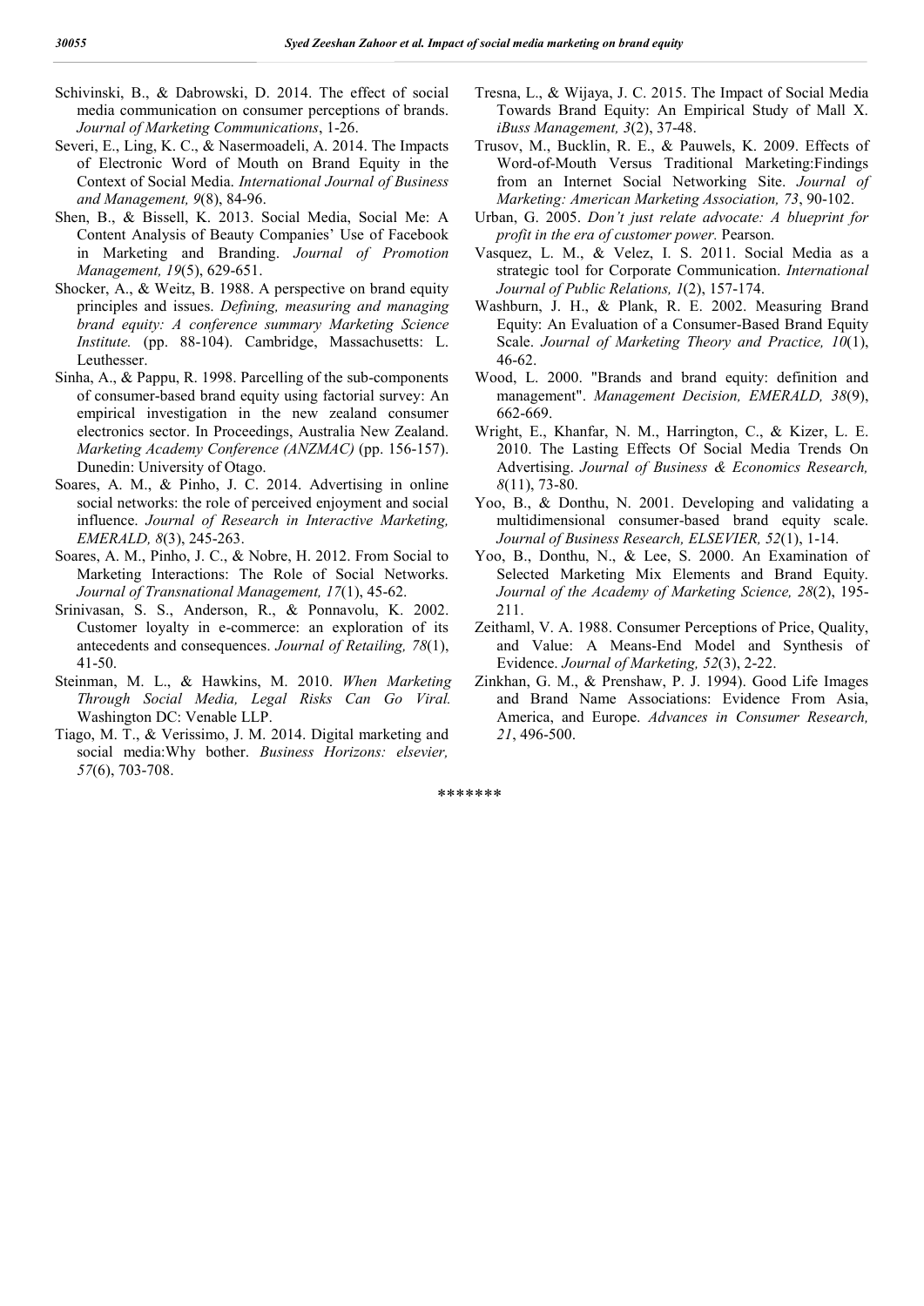Schivinski, B., & Dabrowski, D. 2014. The effect of social media communication on consumer perceptions of brands. *Journal of Marketing Communications*, 1-26.

Severi, E., Ling, K. C., & Nasermoadeli, A. 2014. The Impacts of Electronic Word of Mouth on Brand Equity in the Context of Social Media. *International Journal of Business and Management, 9*(8), 84-96.

Shen, B., & Bissell, K. 2013. Social Media, Social Me: A Content Analysis of Beauty Companies' Use of Facebook in Marketing and Branding. *Journal of Promotion Management, 19*(5), 629-651.

Shocker, A., & Weitz, B. 1988. A perspective on brand equity principles and issues. *Defining, measuring and managing brand equity: A conference summary Marketing Science Institute.* (pp. 88-104). Cambridge, Massachusetts: L. Leuthesser.

Sinha, A., & Pappu, R. 1998. Parcelling of the sub-components of consumer-based brand equity using factorial survey: An empirical investigation in the new zealand consumer electronics sector. In Proceedings, Australia New Zealand. *Marketing Academy Conference (ANZMAC)* (pp. 156-157). Dunedin: University of Otago.

Soares, A. M., & Pinho, J. C. 2014. Advertising in online social networks: the role of perceived enjoyment and social influence. *Journal of Research in Interactive Marketing, EMERALD, 8*(3), 245-263.

Soares, A. M., Pinho, J. C., & Nobre, H. 2012. From Social to Marketing Interactions: The Role of Social Networks. *Journal of Transnational Management, 17*(1), 45-62.

Srinivasan, S. S., Anderson, R., & Ponnavolu, K. 2002. Customer loyalty in e-commerce: an exploration of its antecedents and consequences. *Journal of Retailing, 78*(1), 41-50.

Steinman, M. L., & Hawkins, M. 2010. *When Marketing Through Social Media, Legal Risks Can Go Viral.* Washington DC: Venable LLP.

Tiago, M. T., & Verissimo, J. M. 2014. Digital marketing and social media:Why bother. *Business Horizons: elsevier, 57*(6), 703-708.

Tresna, L., & Wijaya, J. C. 2015. The Impact of Social Media Towards Brand Equity: An Empirical Study of Mall X. *iBuss Management, 3*(2), 37-48.

Trusov, M., Bucklin, R. E., & Pauwels, K. 2009. Effects of Word-of-Mouth Versus Traditional Marketing:Findings from an Internet Social Networking Site. *Journal of Marketing: American Marketing Association, 73*, 90-102.

Urban, G. 2005. *Don't just relate advocate: A blueprint for profit in the era of customer power.* Pearson.

Vasquez, L. M., & Velez, I. S. 2011. Social Media as a strategic tool for Corporate Communication. *International Journal of Public Relations, 1*(2), 157-174.

Washburn, J. H., & Plank, R. E. 2002. Measuring Brand Equity: An Evaluation of a Consumer-Based Brand Equity Scale. *Journal of Marketing Theory and Practice, 10*(1), 46-62.

Wood, L. 2000. "Brands and brand equity: definition and management". *Management Decision, EMERALD, 38*(9), 662-669.

Wright, E., Khanfar, N. M., Harrington, C., & Kizer, L. E. 2010. The Lasting Effects Of Social Media Trends On Advertising. *Journal of Business & Economics Research, 8*(11), 73-80.

Yoo, B., & Donthu, N. 2001. Developing and validating a multidimensional consumer-based brand equity scale. *Journal of Business Research, ELSEVIER, 52*(1), 1-14.

Yoo, B., Donthu, N., & Lee, S. 2000. An Examination of Selected Marketing Mix Elements and Brand Equity. *Journal of the Academy of Marketing Science, 28*(2), 195-211.

Zeithaml, V. A. 1988. Consumer Perceptions of Price, Quality, and Value: A Means-End Model and Synthesis of Evidence. *Journal of Marketing, 52*(3), 2-22.

Zinkhan, G. M., & Prenshaw, P. J. 1994). Good Life Images and Brand Name Associations: Evidence From Asia, America, and Europe. *Advances in Consumer Research, 21*, 496-500.

*******